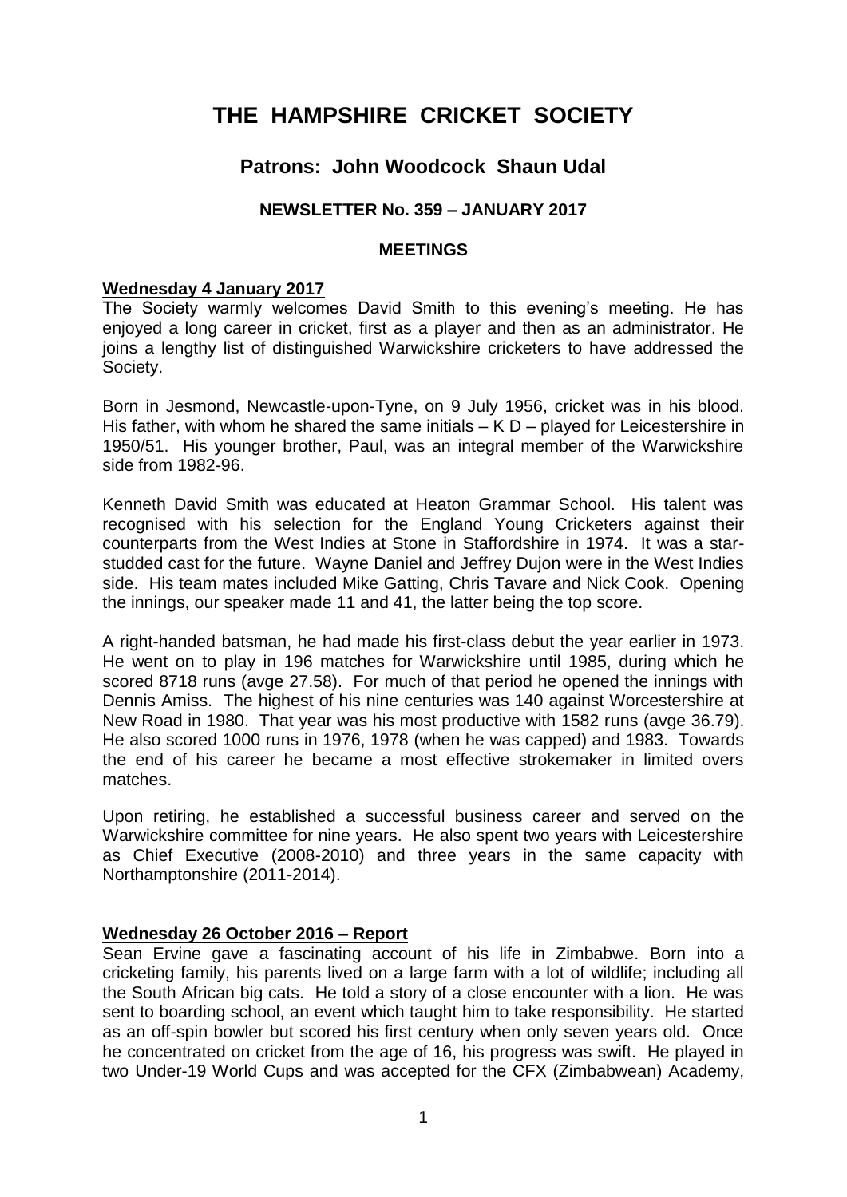# THE HAMPSHIRE CRICKET SOCIETY

## Patrons: John Woodcock Shaun Udal

### NEWSLETTER No. 359 – JANUARY 2017

#### MEETINGS

**Wednesday 4 January 2017**

The Society warmly welcomes David Smith to this evening's meeting. He has enjoyed a long career in cricket, first as a player and then as an administrator. He joins a lengthy list of distinguished Warwickshire cricketers to have addressed the Society.

Born in Jesmond, Newcastle-upon-Tyne, on 9 July 1956, cricket was in his blood. His father, with whom he shared the same initials – K D – played for Leicestershire in 1950/51. His younger brother, Paul, was an integral member of the Warwickshire side from 1982-96.

Kenneth David Smith was educated at Heaton Grammar School. His talent was recognised with his selection for the England Young Cricketers against their counterparts from the West Indies at Stone in Staffordshire in 1974. It was a star-studded cast for the future. Wayne Daniel and Jeffrey Dujon were in the West Indies side. His team mates included Mike Gatting, Chris Tavare and Nick Cook. Opening the innings, our speaker made 11 and 41, the latter being the top score.

A right-handed batsman, he had made his first-class debut the year earlier in 1973. He went on to play in 196 matches for Warwickshire until 1985, during which he scored 8718 runs (avge 27.58). For much of that period he opened the innings with Dennis Amiss. The highest of his nine centuries was 140 against Worcestershire at New Road in 1980. That year was his most productive with 1582 runs (avge 36.79). He also scored 1000 runs in 1976, 1978 (when he was capped) and 1983. Towards the end of his career he became a most effective strokemaker in limited overs matches.

Upon retiring, he established a successful business career and served on the Warwickshire committee for nine years. He also spent two years with Leicestershire as Chief Executive (2008-2010) and three years in the same capacity with Northamptonshire (2011-2014).

**Wednesday 26 October 2016 – Report**

Sean Ervine gave a fascinating account of his life in Zimbabwe. Born into a cricketing family, his parents lived on a large farm with a lot of wildlife; including all the South African big cats. He told a story of a close encounter with a lion. He was sent to boarding school, an event which taught him to take responsibility. He started as an off-spin bowler but scored his first century when only seven years old. Once he concentrated on cricket from the age of 16, his progress was swift. He played in two Under-19 World Cups and was accepted for the CFX (Zimbabwean) Academy,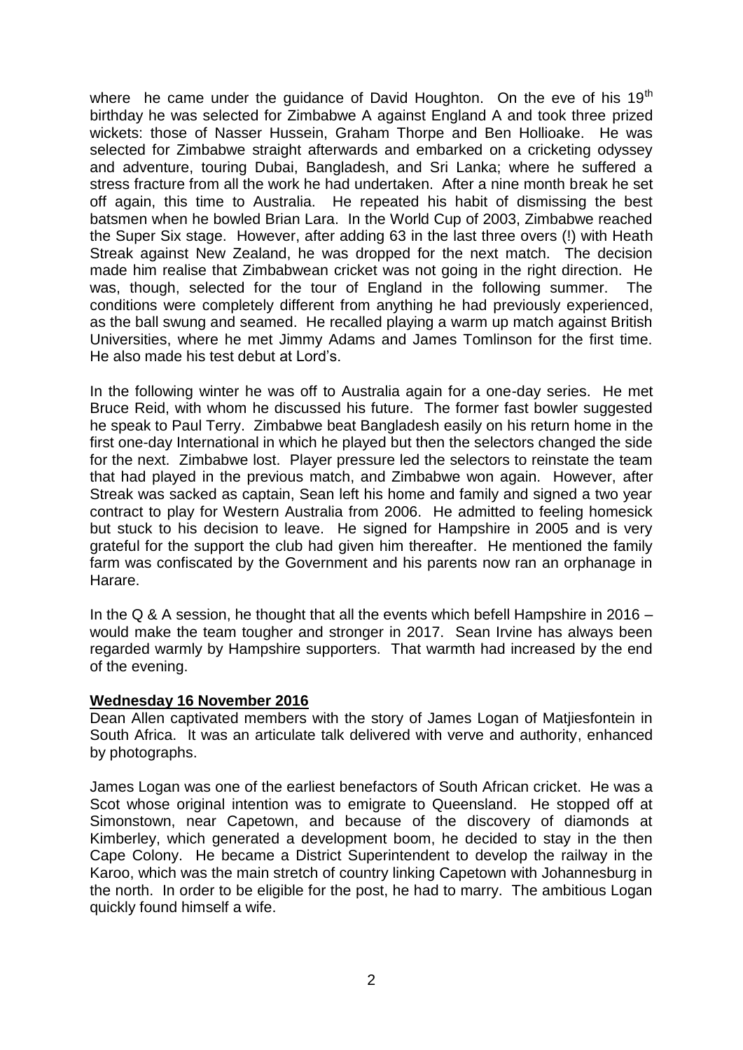where he came under the guidance of David Houghton. On the eve of his 19th birthday he was selected for Zimbabwe A against England A and took three prized wickets: those of Nasser Hussein, Graham Thorpe and Ben Hollioake. He was selected for Zimbabwe straight afterwards and embarked on a cricketing odyssey and adventure, touring Dubai, Bangladesh, and Sri Lanka; where he suffered a stress fracture from all the work he had undertaken. After a nine month break he set off again, this time to Australia. He repeated his habit of dismissing the best batsmen when he bowled Brian Lara. In the World Cup of 2003, Zimbabwe reached the Super Six stage. However, after adding 63 in the last three overs (!) with Heath Streak against New Zealand, he was dropped for the next match. The decision made him realise that Zimbabwean cricket was not going in the right direction. He was, though, selected for the tour of England in the following summer. The conditions were completely different from anything he had previously experienced, as the ball swung and seamed. He recalled playing a warm up match against British Universities, where he met Jimmy Adams and James Tomlinson for the first time. He also made his test debut at Lord's.

In the following winter he was off to Australia again for a one-day series. He met Bruce Reid, with whom he discussed his future. The former fast bowler suggested he speak to Paul Terry. Zimbabwe beat Bangladesh easily on his return home in the first one-day International in which he played but then the selectors changed the side for the next. Zimbabwe lost. Player pressure led the selectors to reinstate the team that had played in the previous match, and Zimbabwe won again. However, after Streak was sacked as captain, Sean left his home and family and signed a two year contract to play for Western Australia from 2006. He admitted to feeling homesick but stuck to his decision to leave. He signed for Hampshire in 2005 and is very grateful for the support the club had given him thereafter. He mentioned the family farm was confiscated by the Government and his parents now ran an orphanage in Harare.

In the Q & A session, he thought that all the events which befell Hampshire in 2016 – would make the team tougher and stronger in 2017. Sean Irvine has always been regarded warmly by Hampshire supporters. That warmth had increased by the end of the evening.

**Wednesday 16 November 2016**

Dean Allen captivated members with the story of James Logan of Matjiesfontein in South Africa. It was an articulate talk delivered with verve and authority, enhanced by photographs.

James Logan was one of the earliest benefactors of South African cricket. He was a Scot whose original intention was to emigrate to Queensland. He stopped off at Simonstown, near Capetown, and because of the discovery of diamonds at Kimberley, which generated a development boom, he decided to stay in the then Cape Colony. He became a District Superintendent to develop the railway in the Karoo, which was the main stretch of country linking Capetown with Johannesburg in the north. In order to be eligible for the post, he had to marry. The ambitious Logan quickly found himself a wife.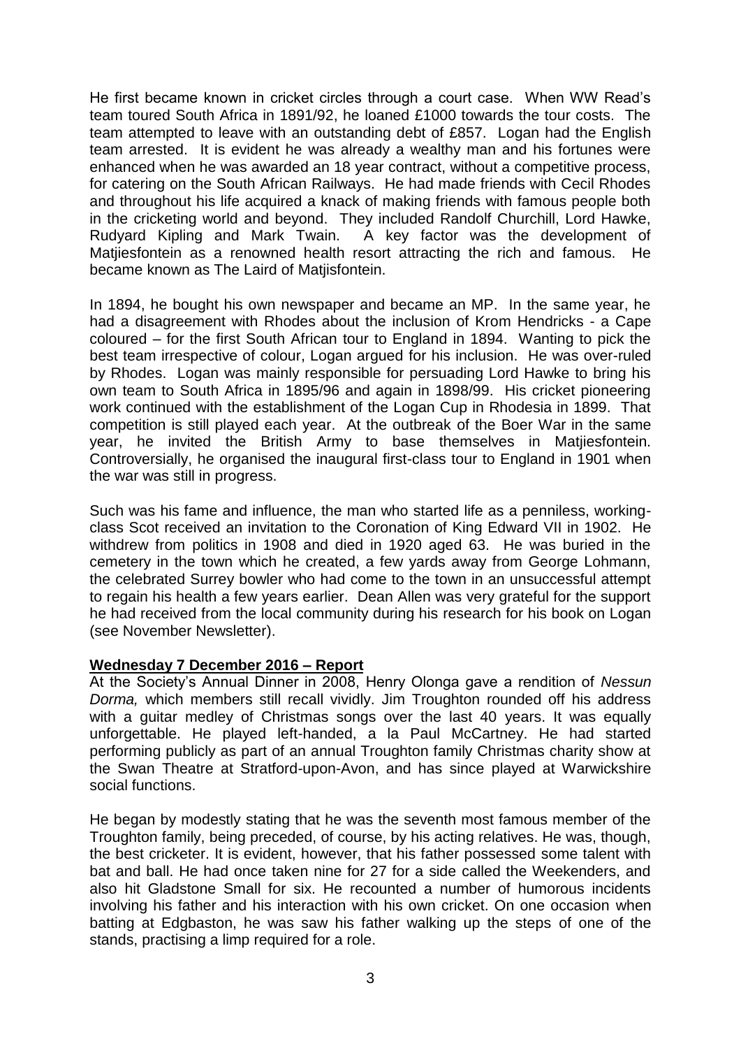He first became known in cricket circles through a court case. When WW Read's team toured South Africa in 1891/92, he loaned £1000 towards the tour costs. The team attempted to leave with an outstanding debt of £857. Logan had the English team arrested. It is evident he was already a wealthy man and his fortunes were enhanced when he was awarded an 18 year contract, without a competitive process, for catering on the South African Railways. He had made friends with Cecil Rhodes and throughout his life acquired a knack of making friends with famous people both in the cricketing world and beyond. They included Randolf Churchill, Lord Hawke, Rudyard Kipling and Mark Twain. A key factor was the development of Matjiesfontein as a renowned health resort attracting the rich and famous. He became known as The Laird of Matjisfontein.

In 1894, he bought his own newspaper and became an MP. In the same year, he had a disagreement with Rhodes about the inclusion of Krom Hendricks - a Cape coloured – for the first South African tour to England in 1894. Wanting to pick the best team irrespective of colour, Logan argued for his inclusion. He was over-ruled by Rhodes. Logan was mainly responsible for persuading Lord Hawke to bring his own team to South Africa in 1895/96 and again in 1898/99. His cricket pioneering work continued with the establishment of the Logan Cup in Rhodesia in 1899. That competition is still played each year. At the outbreak of the Boer War in the same year, he invited the British Army to base themselves in Matjiesfontein. Controversially, he organised the inaugural first-class tour to England in 1901 when the war was still in progress.

Such was his fame and influence, the man who started life as a penniless, working-class Scot received an invitation to the Coronation of King Edward VII in 1902. He withdrew from politics in 1908 and died in 1920 aged 63. He was buried in the cemetery in the town which he created, a few yards away from George Lohmann, the celebrated Surrey bowler who had come to the town in an unsuccessful attempt to regain his health a few years earlier. Dean Allen was very grateful for the support he had received from the local community during his research for his book on Logan (see November Newsletter).

**Wednesday 7 December 2016 – Report**

At the Society's Annual Dinner in 2008, Henry Olonga gave a rendition of *Nessun Dorma,* which members still recall vividly. Jim Troughton rounded off his address with a guitar medley of Christmas songs over the last 40 years. It was equally unforgettable. He played left-handed, a la Paul McCartney. He had started performing publicly as part of an annual Troughton family Christmas charity show at the Swan Theatre at Stratford-upon-Avon, and has since played at Warwickshire social functions.

He began by modestly stating that he was the seventh most famous member of the Troughton family, being preceded, of course, by his acting relatives. He was, though, the best cricketer. It is evident, however, that his father possessed some talent with bat and ball. He had once taken nine for 27 for a side called the Weekenders, and also hit Gladstone Small for six. He recounted a number of humorous incidents involving his father and his interaction with his own cricket. On one occasion when batting at Edgbaston, he was saw his father walking up the steps of one of the stands, practising a limp required for a role.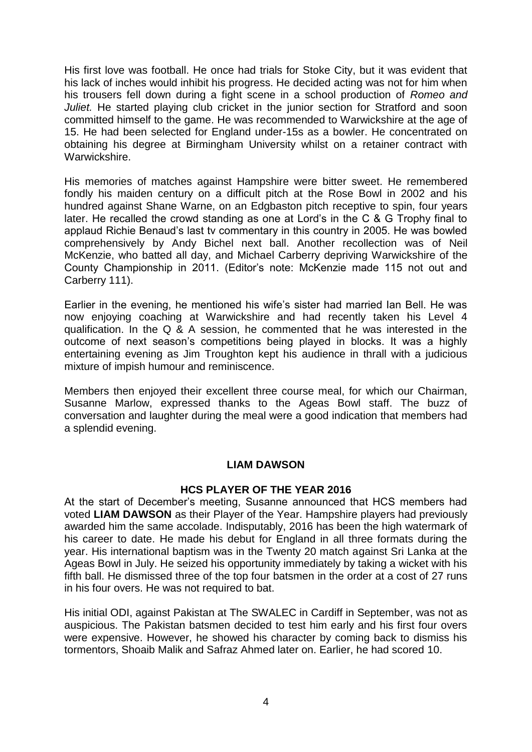His first love was football. He once had trials for Stoke City, but it was evident that his lack of inches would inhibit his progress. He decided acting was not for him when his trousers fell down during a fight scene in a school production of *Romeo and Juliet.* He started playing club cricket in the junior section for Stratford and soon committed himself to the game. He was recommended to Warwickshire at the age of 15. He had been selected for England under-15s as a bowler. He concentrated on obtaining his degree at Birmingham University whilst on a retainer contract with Warwickshire.

His memories of matches against Hampshire were bitter sweet. He remembered fondly his maiden century on a difficult pitch at the Rose Bowl in 2002 and his hundred against Shane Warne, on an Edgbaston pitch receptive to spin, four years later. He recalled the crowd standing as one at Lord's in the C & G Trophy final to applaud Richie Benaud's last tv commentary in this country in 2005. He was bowled comprehensively by Andy Bichel next ball. Another recollection was of Neil McKenzie, who batted all day, and Michael Carberry depriving Warwickshire of the County Championship in 2011. (Editor's note: McKenzie made 115 not out and Carberry 111).

Earlier in the evening, he mentioned his wife's sister had married Ian Bell. He was now enjoying coaching at Warwickshire and had recently taken his Level 4 qualification. In the Q & A session, he commented that he was interested in the outcome of next season's competitions being played in blocks. It was a highly entertaining evening as Jim Troughton kept his audience in thrall with a judicious mixture of impish humour and reminiscence.

Members then enjoyed their excellent three course meal, for which our Chairman, Susanne Marlow, expressed thanks to the Ageas Bowl staff. The buzz of conversation and laughter during the meal were a good indication that members had a splendid evening.

## LIAM DAWSON

### HCS PLAYER OF THE YEAR 2016

At the start of December's meeting, Susanne announced that HCS members had voted **LIAM DAWSON** as their Player of the Year. Hampshire players had previously awarded him the same accolade. Indisputably, 2016 has been the high watermark of his career to date. He made his debut for England in all three formats during the year. His international baptism was in the Twenty 20 match against Sri Lanka at the Ageas Bowl in July. He seized his opportunity immediately by taking a wicket with his fifth ball. He dismissed three of the top four batsmen in the order at a cost of 27 runs in his four overs. He was not required to bat.

His initial ODI, against Pakistan at The SWALEC in Cardiff in September, was not as auspicious. The Pakistan batsmen decided to test him early and his first four overs were expensive. However, he showed his character by coming back to dismiss his tormentors, Shoaib Malik and Safraz Ahmed later on. Earlier, he had scored 10.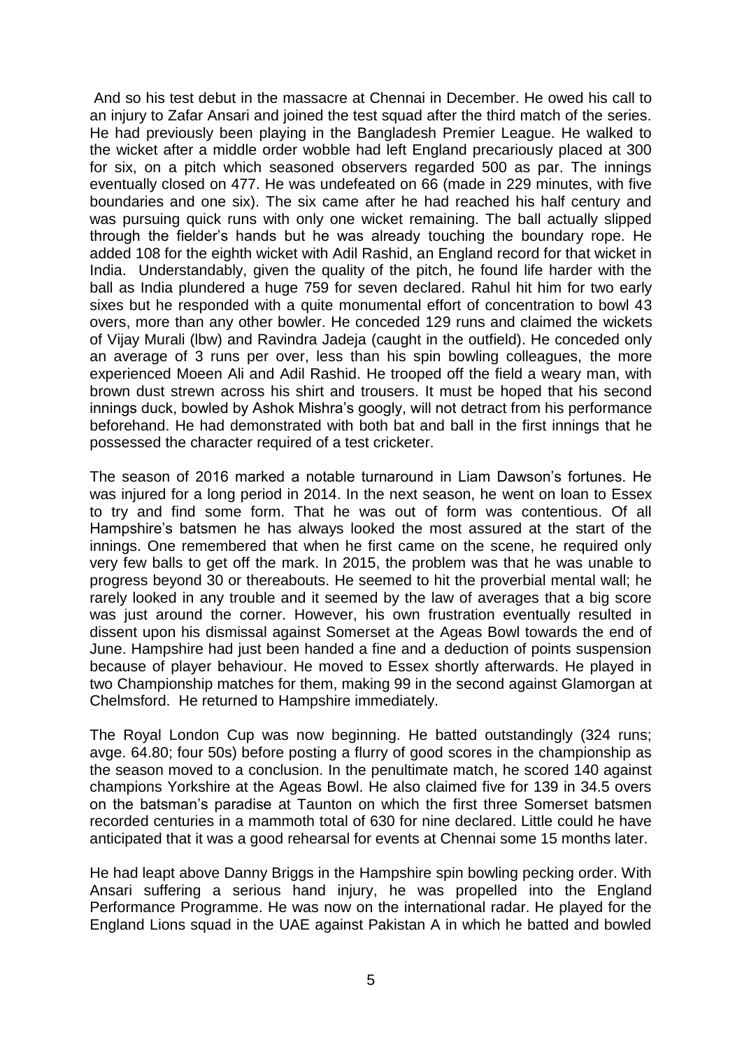And so his test debut in the massacre at Chennai in December. He owed his call to an injury to Zafar Ansari and joined the test squad after the third match of the series. He had previously been playing in the Bangladesh Premier League. He walked to the wicket after a middle order wobble had left England precariously placed at 300 for six, on a pitch which seasoned observers regarded 500 as par. The innings eventually closed on 477. He was undefeated on 66 (made in 229 minutes, with five boundaries and one six). The six came after he had reached his half century and was pursuing quick runs with only one wicket remaining. The ball actually slipped through the fielder's hands but he was already touching the boundary rope. He added 108 for the eighth wicket with Adil Rashid, an England record for that wicket in India. Understandably, given the quality of the pitch, he found life harder with the ball as India plundered a huge 759 for seven declared. Rahul hit him for two early sixes but he responded with a quite monumental effort of concentration to bowl 43 overs, more than any other bowler. He conceded 129 runs and claimed the wickets of Vijay Murali (lbw) and Ravindra Jadeja (caught in the outfield). He conceded only an average of 3 runs per over, less than his spin bowling colleagues, the more experienced Moeen Ali and Adil Rashid. He trooped off the field a weary man, with brown dust strewn across his shirt and trousers. It must be hoped that his second innings duck, bowled by Ashok Mishra's googly, will not detract from his performance beforehand. He had demonstrated with both bat and ball in the first innings that he possessed the character required of a test cricketer.

The season of 2016 marked a notable turnaround in Liam Dawson's fortunes. He was injured for a long period in 2014. In the next season, he went on loan to Essex to try and find some form. That he was out of form was contentious. Of all Hampshire's batsmen he has always looked the most assured at the start of the innings. One remembered that when he first came on the scene, he required only very few balls to get off the mark. In 2015, the problem was that he was unable to progress beyond 30 or thereabouts. He seemed to hit the proverbial mental wall; he rarely looked in any trouble and it seemed by the law of averages that a big score was just around the corner. However, his own frustration eventually resulted in dissent upon his dismissal against Somerset at the Ageas Bowl towards the end of June. Hampshire had just been handed a fine and a deduction of points suspension because of player behaviour. He moved to Essex shortly afterwards. He played in two Championship matches for them, making 99 in the second against Glamorgan at Chelmsford. He returned to Hampshire immediately.

The Royal London Cup was now beginning. He batted outstandingly (324 runs; avge. 64.80; four 50s) before posting a flurry of good scores in the championship as the season moved to a conclusion. In the penultimate match, he scored 140 against champions Yorkshire at the Ageas Bowl. He also claimed five for 139 in 34.5 overs on the batsman's paradise at Taunton on which the first three Somerset batsmen recorded centuries in a mammoth total of 630 for nine declared. Little could he have anticipated that it was a good rehearsal for events at Chennai some 15 months later.

He had leapt above Danny Briggs in the Hampshire spin bowling pecking order. With Ansari suffering a serious hand injury, he was propelled into the England Performance Programme. He was now on the international radar. He played for the England Lions squad in the UAE against Pakistan A in which he batted and bowled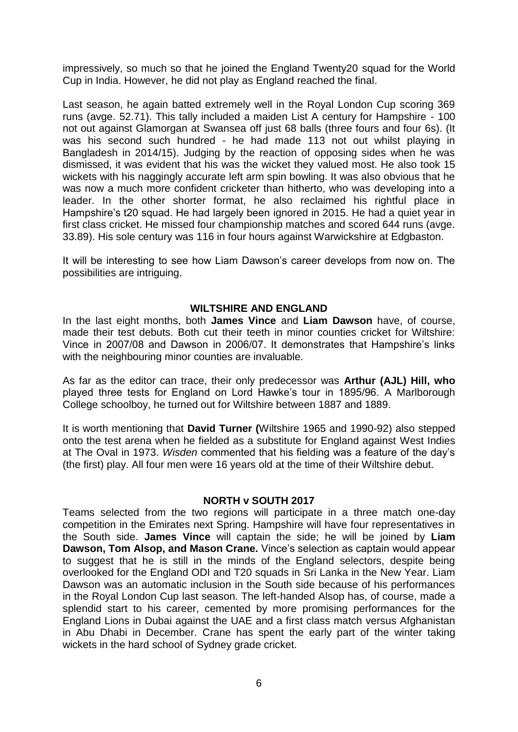impressively, so much so that he joined the England Twenty20 squad for the World Cup in India. However, he did not play as England reached the final.

Last season, he again batted extremely well in the Royal London Cup scoring 369 runs (avge. 52.71). This tally included a maiden List A century for Hampshire - 100 not out against Glamorgan at Swansea off just 68 balls (three fours and four 6s). (It was his second such hundred - he had made 113 not out whilst playing in Bangladesh in 2014/15). Judging by the reaction of opposing sides when he was dismissed, it was evident that his was the wicket they valued most. He also took 15 wickets with his naggingly accurate left arm spin bowling. It was also obvious that he was now a much more confident cricketer than hitherto, who was developing into a leader. In the other shorter format, he also reclaimed his rightful place in Hampshire's t20 squad. He had largely been ignored in 2015. He had a quiet year in first class cricket. He missed four championship matches and scored 644 runs (avge. 33.89). His sole century was 116 in four hours against Warwickshire at Edgbaston.

It will be interesting to see how Liam Dawson's career develops from now on. The possibilities are intriguing.

## WILTSHIRE AND ENGLAND

In the last eight months, both **James Vince** and **Liam Dawson** have, of course, made their test debuts. Both cut their teeth in minor counties cricket for Wiltshire: Vince in 2007/08 and Dawson in 2006/07. It demonstrates that Hampshire's links with the neighbouring minor counties are invaluable.

As far as the editor can trace, their only predecessor was **Arthur (AJL) Hill, who** played three tests for England on Lord Hawke's tour in 1895/96. A Marlborough College schoolboy, he turned out for Wiltshire between 1887 and 1889.

It is worth mentioning that **David Turner (**Wiltshire 1965 and 1990-92) also stepped onto the test arena when he fielded as a substitute for England against West Indies at The Oval in 1973. *Wisden* commented that his fielding was a feature of the day's (the first) play. All four men were 16 years old at the time of their Wiltshire debut.

## NORTH v SOUTH 2017

Teams selected from the two regions will participate in a three match one-day competition in the Emirates next Spring. Hampshire will have four representatives in the South side. **James Vince** will captain the side; he will be joined by **Liam Dawson, Tom Alsop, and Mason Crane.** Vince's selection as captain would appear to suggest that he is still in the minds of the England selectors, despite being overlooked for the England ODI and T20 squads in Sri Lanka in the New Year. Liam Dawson was an automatic inclusion in the South side because of his performances in the Royal London Cup last season. The left-handed Alsop has, of course, made a splendid start to his career, cemented by more promising performances for the England Lions in Dubai against the UAE and a first class match versus Afghanistan in Abu Dhabi in December. Crane has spent the early part of the winter taking wickets in the hard school of Sydney grade cricket.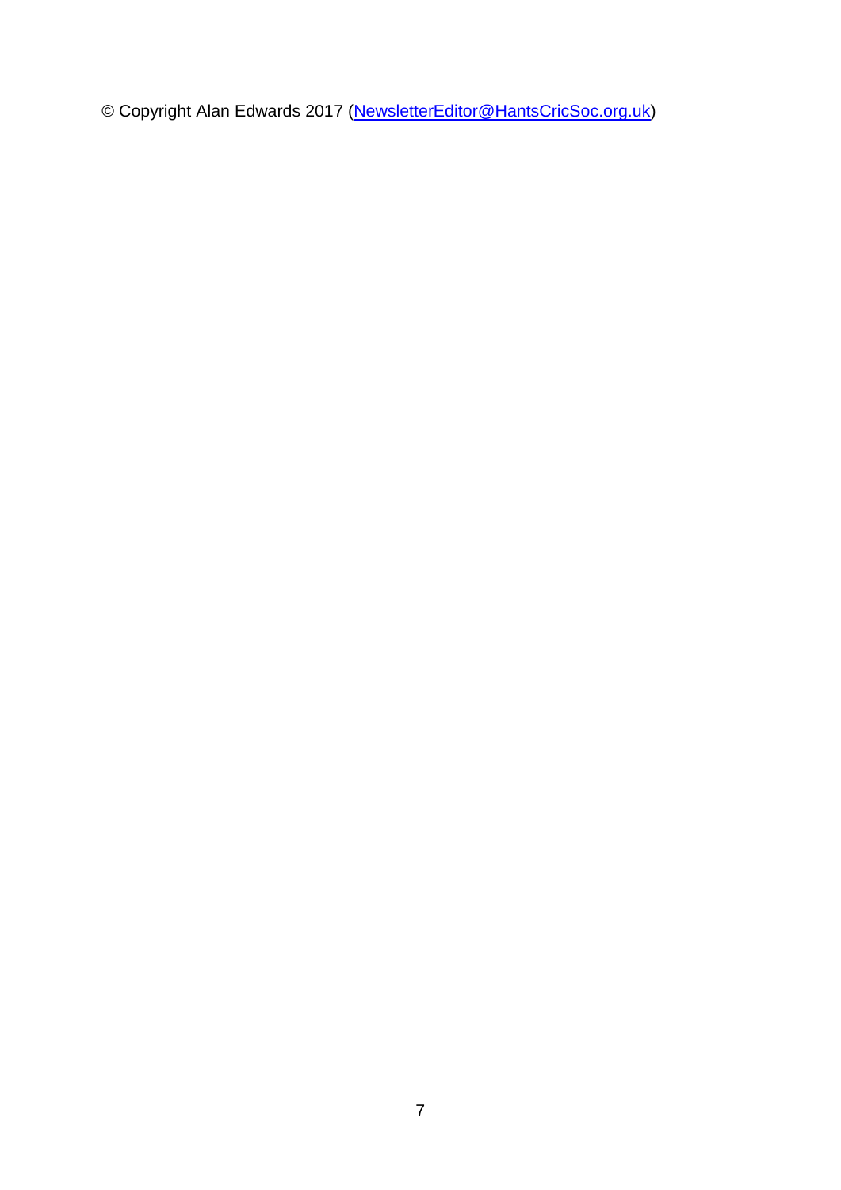© Copyright Alan Edwards 2017 (NewsletterEditor@HantsCricSoc.org.uk)